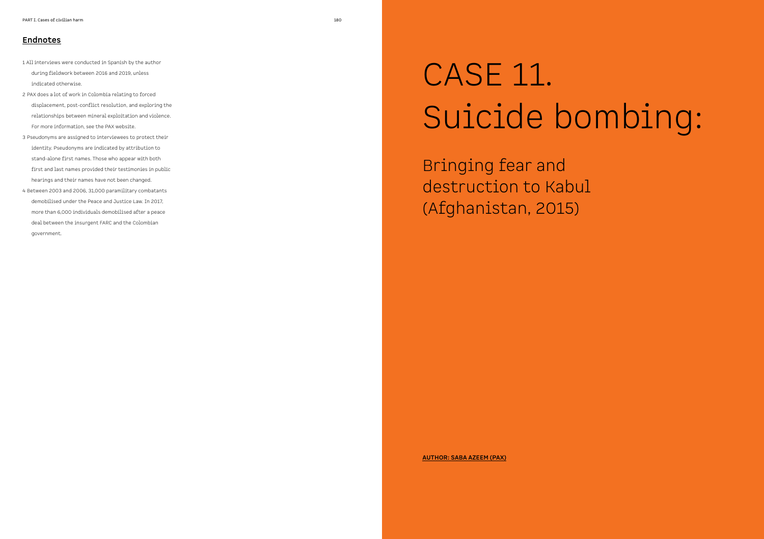## Endnotes

1 All interviews were conducted in Spanish by the author during fieldwork between 2016 and 2019, unless indicated otherwise.

2 PAX does a lot of work in Colombia relating to forced displacement, post-conflict resolution, and exploring the relationships between mineral exploitation and violence. For more information, see the PAX website.

3 Pseudonyms are assigned to interviewees to protect their identity. Pseudonyms are indicated by attribution to stand-alone first names. Those who appear with both first and last names provided their testimonies in public hearings and their names have not been changed.

4 Between 2003 and 2006, 31,000 paramilitary combatants demobilised under the Peace and Justice Law. In 2017, more than 6,000 individuals demobilised after a peace deal between the insurgent FARC and the Colombian government.

# CASE 11. Suicide bombing:

## Bringing fear and destruction to Kabul (Afghanistan, 2015)

**AUTHOR: SABA AZEEM (PAX)**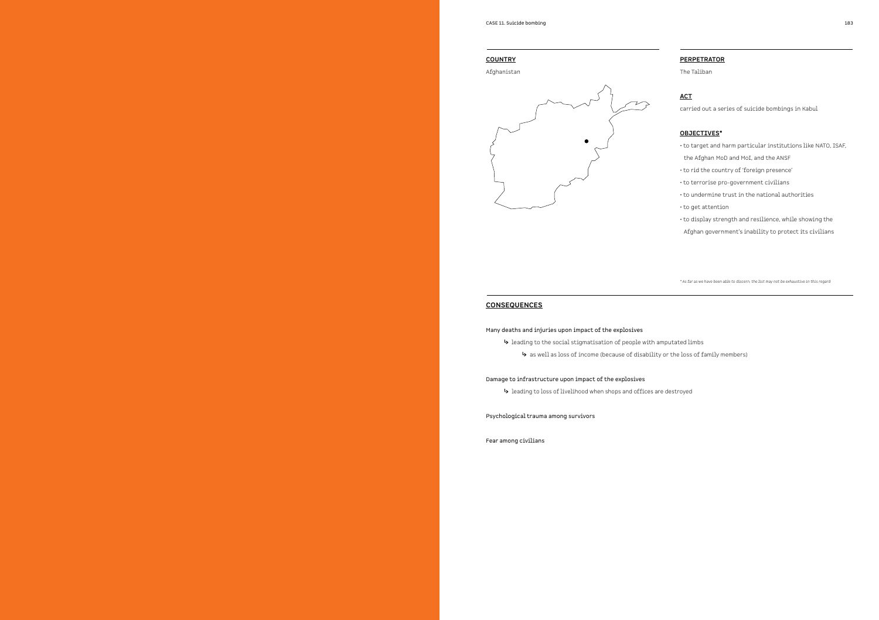## COUNTRY

Afghanistan

## PERPETRATOR

The Taliban

## ACT

carried out a series of suicide bombings in Kabul

## OBJECTIVES*

- to target and harm particular institutions like NATO, ISAF, the Afghan MoD and MoI, and the ANSF
- to rid the country of 'foreign presence'
- to terrorise pro-government civilians
- to undermine trust in the national authorities
- to get attention
- to display strength and resilience, while showing the Afghan government's inability to protect its civilians

*\* As far as we have been able to discern; the list may not be exhaustive in this regard*

## CONSEQUENCES

Many deaths and injuries upon impact of the explosives

↳ leading to the social stigmatisation of people with amputated limbs

↳ as well as loss of income (because of disability or the loss of family members)

Damage to infrastructure upon impact of the explosives

↳ leading to loss of livelihood when shops and offices are destroyed

Psychological trauma among survivors

Fear among civilians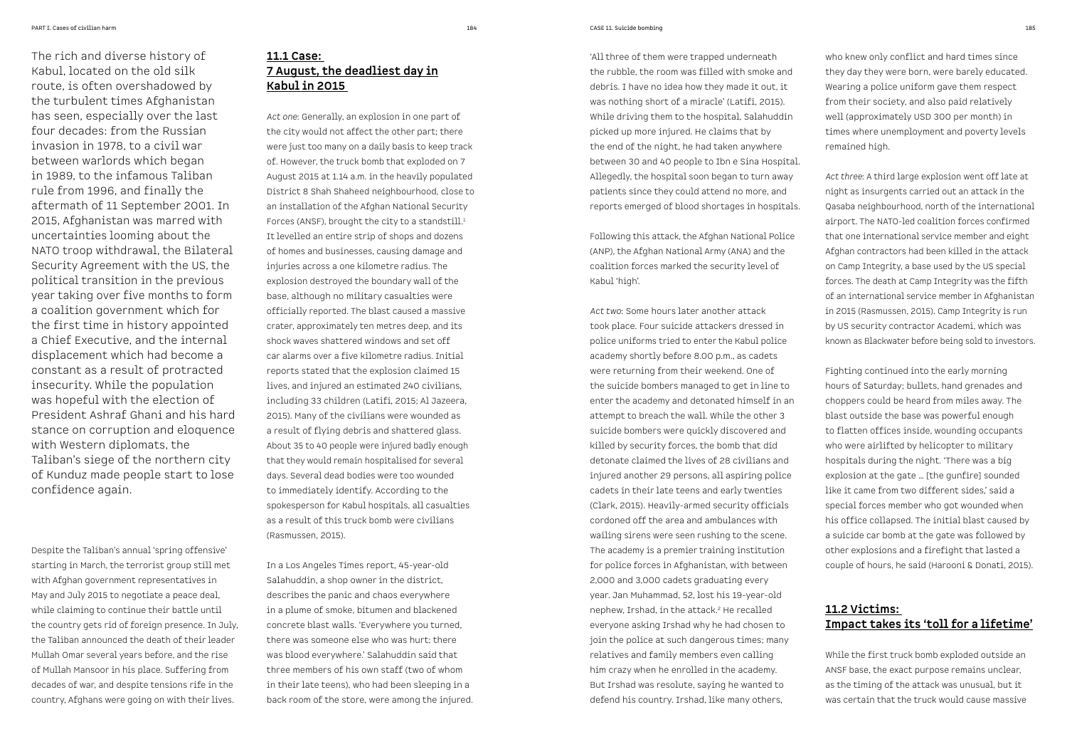The rich and diverse history of Kabul, located on the old silk route, is often overshadowed by the turbulent times Afghanistan has seen, especially over the last four decades: from the Russian invasion in 1978, to a civil war between warlords which began in 1989, to the infamous Taliban rule from 1996, and finally the aftermath of 11 September 2001. In 2015, Afghanistan was marred with uncertainties looming about the NATO troop withdrawal, the Bilateral Security Agreement with the US, the political transition in the previous year taking over five months to form a coalition government which for the first time in history appointed a Chief Executive, and the internal displacement which had become a constant as a result of protracted insecurity. While the population was hopeful with the election of President Ashraf Ghani and his hard stance on corruption and eloquence with Western diplomats, the Taliban's siege of the northern city of Kunduz made people start to lose confidence again.

Despite the Taliban's annual 'spring offensive' starting in March, the terrorist group still met with Afghan government representatives in May and July 2015 to negotiate a peace deal, while claiming to continue their battle until the country gets rid of foreign presence. In July, the Taliban announced the death of their leader Mullah Omar several years before, and the rise of Mullah Mansoor in his place. Suffering from decades of war, and despite tensions rife in the country, Afghans were going on with their lives.

## 11.1 Case: 7 August, the deadliest day in Kabul in 2015

*Act one*: Generally, an explosion in one part of the city would not affect the other part; there were just too many on a daily basis to keep track of. However, the truck bomb that exploded on 7 August 2015 at 1.14 a.m. in the heavily populated District 8 Shah Shaheed neighbourhood, close to an installation of the Afghan National Security Forces (ANSF), brought the city to a standstill.[1] It levelled an entire strip of shops and dozens of homes and businesses, causing damage and injuries across a one kilometre radius. The explosion destroyed the boundary wall of the base, although no military casualties were officially reported. The blast caused a massive crater, approximately ten metres deep, and its shock waves shattered windows and set off car alarms over a five kilometre radius. Initial reports stated that the explosion claimed 15 lives, and injured an estimated 240 civilians, including 33 children (Latifi, 2015; Al Jazeera, 2015). Many of the civilians were wounded as a result of flying debris and shattered glass. About 35 to 40 people were injured badly enough that they would remain hospitalised for several days. Several dead bodies were too wounded to immediately identify. According to the spokesperson for Kabul hospitals, all casualties as a result of this truck bomb were civilians (Rasmussen, 2015).

In a Los Angeles Times report, 45-year-old Salahuddin, a shop owner in the district, describes the panic and chaos everywhere in a plume of smoke, bitumen and blackened concrete blast walls. 'Everywhere you turned, there was someone else who was hurt; there was blood everywhere.' Salahuddin said that three members of his own staff (two of whom in their late teens), who had been sleeping in a back room of the store, were among the injured. 'All three of them were trapped underneath the rubble, the room was filled with smoke and debris. I have no idea how they made it out, it was nothing short of a miracle' (Latifi, 2015). While driving them to the hospital, Salahuddin picked up more injured. He claims that by the end of the night, he had taken anywhere between 30 and 40 people to Ibn e Sina Hospital. Allegedly, the hospital soon began to turn away patients since they could attend no more, and reports emerged of blood shortages in hospitals.

Following this attack, the Afghan National Police (ANP), the Afghan National Army (ANA) and the coalition forces marked the security level of Kabul 'high'.

*Act two*: Some hours later another attack took place. Four suicide attackers dressed in police uniforms tried to enter the Kabul police academy shortly before 8.00 p.m., as cadets were returning from their weekend. One of the suicide bombers managed to get in line to enter the academy and detonated himself in an attempt to breach the wall. While the other 3 suicide bombers were quickly discovered and killed by security forces, the bomb that did detonate claimed the lives of 28 civilians and injured another 29 persons, all aspiring police cadets in their late teens and early twenties (Clark, 2015). Heavily-armed security officials cordoned off the area and ambulances with wailing sirens were seen rushing to the scene. The academy is a premier training institution for police forces in Afghanistan, with between 2,000 and 3,000 cadets graduating every year. Jan Muhammad, 52, lost his 19-year-old nephew, Irshad, in the attack.[2] He recalled everyone asking Irshad why he had chosen to join the police at such dangerous times; many relatives and family members even calling him crazy when he enrolled in the academy. But Irshad was resolute, saying he wanted to defend his country. Irshad, like many others, who knew only conflict and hard times since they day they were born, were barely educated. Wearing a police uniform gave them respect from their society, and also paid relatively well (approximately USD 300 per month) in times where unemployment and poverty levels remained high.

*Act three*: A third large explosion went off late at night as insurgents carried out an attack in the Qasaba neighbourhood, north of the international airport. The NATO-led coalition forces confirmed that one international service member and eight Afghan contractors had been killed in the attack on Camp Integrity, a base used by the US special forces. The death at Camp Integrity was the fifth of an international service member in Afghanistan in 2015 (Rasmussen, 2015). Camp Integrity is run by US security contractor Academi, which was known as Blackwater before being sold to investors.

Fighting continued into the early morning hours of Saturday; bullets, hand grenades and choppers could be heard from miles away. The blast outside the base was powerful enough to flatten offices inside, wounding occupants who were airlifted by helicopter to military hospitals during the night. 'There was a big explosion at the gate … [the gunfire] sounded like it came from two different sides,' said a special forces member who got wounded when his office collapsed. The initial blast caused by a suicide car bomb at the gate was followed by other explosions and a firefight that lasted a couple of hours, he said (Harooni & Donati, 2015).

## 11.2 Victims: Impact takes its 'toll for a lifetime'

While the first truck bomb exploded outside an ANSF base, the exact purpose remains unclear, as the timing of the attack was unusual, but it was certain that the truck would cause massive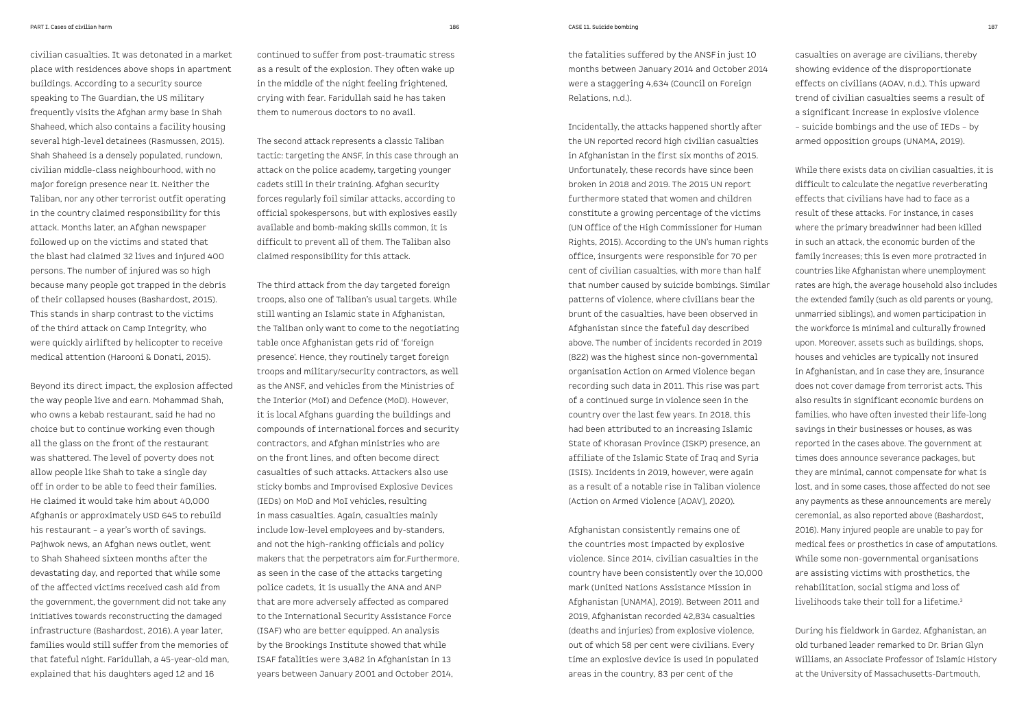civilian casualties. It was detonated in a market place with residences above shops in apartment buildings. According to a security source speaking to The Guardian, the US military frequently visits the Afghan army base in Shah Shaheed, which also contains a facility housing several high-level detainees (Rasmussen, 2015). Shah Shaheed is a densely populated, rundown, civilian middle-class neighbourhood, with no major foreign presence near it. Neither the Taliban, nor any other terrorist outfit operating in the country claimed responsibility for this attack. Months later, an Afghan newspaper followed up on the victims and stated that the blast had claimed 32 lives and injured 400 persons. The number of injured was so high because many people got trapped in the debris of their collapsed houses (Bashardost, 2015). This stands in sharp contrast to the victims of the third attack on Camp Integrity, who were quickly airlifted by helicopter to receive medical attention (Harooni & Donati, 2015).

Beyond its direct impact, the explosion affected the way people live and earn. Mohammad Shah, who owns a kebab restaurant, said he had no choice but to continue working even though all the glass on the front of the restaurant was shattered. The level of poverty does not allow people like Shah to take a single day off in order to be able to feed their families. He claimed it would take him about 40,000 Afghanis or approximately USD 645 to rebuild his restaurant – a year's worth of savings. Pajhwok news, an Afghan news outlet, went to Shah Shaheed sixteen months after the devastating day, and reported that while some of the affected victims received cash aid from the government, the government did not take any initiatives towards reconstructing the damaged infrastructure (Bashardost, 2016). A year later, families would still suffer from the memories of that fateful night. Faridullah, a 45-year-old man, explained that his daughters aged 12 and 16 continued to suffer from post-traumatic stress as a result of the explosion. They often wake up in the middle of the night feeling frightened, crying with fear. Faridullah said he has taken them to numerous doctors to no avail.

The second attack represents a classic Taliban tactic: targeting the ANSF, in this case through an attack on the police academy, targeting younger cadets still in their training. Afghan security forces regularly foil similar attacks, according to official spokespersons, but with explosives easily available and bomb-making skills common, it is difficult to prevent all of them. The Taliban also claimed responsibility for this attack.

The third attack from the day targeted foreign troops, also one of Taliban's usual targets. While still wanting an Islamic state in Afghanistan, the Taliban only want to come to the negotiating table once Afghanistan gets rid of 'foreign presence'. Hence, they routinely target foreign troops and military/security contractors, as well as the ANSF, and vehicles from the Ministries of the Interior (MoI) and Defence (MoD). However, it is local Afghans guarding the buildings and compounds of international forces and security contractors, and Afghan ministries who are on the front lines, and often become direct casualties of such attacks. Attackers also use sticky bombs and Improvised Explosive Devices (IEDs) on MoD and MoI vehicles, resulting in mass casualties. Again, casualties mainly include low-level employees and by-standers, and not the high-ranking officials and policy makers that the perpetrators aim for.Furthermore, as seen in the case of the attacks targeting police cadets, it is usually the ANA and ANP that are more adversely affected as compared to the International Security Assistance Force (ISAF) who are better equipped. An analysis by the Brookings Institute showed that while ISAF fatalities were 3,482 in Afghanistan in 13 years between January 2001 and October 2014, the fatalities suffered by the ANSF in just 10 months between January 2014 and October 2014 were a staggering 4,634 (Council on Foreign Relations, n.d.).

Incidentally, the attacks happened shortly after the UN reported record high civilian casualties in Afghanistan in the first six months of 2015. Unfortunately, these records have since been broken in 2018 and 2019. The 2015 UN report furthermore stated that women and children constitute a growing percentage of the victims (UN Office of the High Commissioner for Human Rights, 2015). According to the UN's human rights office, insurgents were responsible for 70 per cent of civilian casualties, with more than half that number caused by suicide bombings. Similar patterns of violence, where civilians bear the brunt of the casualties, have been observed in Afghanistan since the fateful day described above. The number of incidents recorded in 2019 (822) was the highest since non-governmental organisation Action on Armed Violence began recording such data in 2011. This rise was part of a continued surge in violence seen in the country over the last few years. In 2018, this had been attributed to an increasing Islamic State of Khorasan Province (ISKP) presence, an affiliate of the Islamic State of Iraq and Syria (ISIS). Incidents in 2019, however, were again as a result of a notable rise in Taliban violence (Action on Armed Violence [AOAV], 2020).

Afghanistan consistently remains one of the countries most impacted by explosive violence. Since 2014, civilian casualties in the country have been consistently over the 10,000 mark (United Nations Assistance Mission in Afghanistan [UNAMA], 2019). Between 2011 and 2019, Afghanistan recorded 42,834 casualties (deaths and injuries) from explosive violence, out of which 58 per cent were civilians. Every time an explosive device is used in populated areas in the country, 83 per cent of the casualties on average are civilians, thereby showing evidence of the disproportionate effects on civilians (AOAV, n.d.). This upward trend of civilian casualties seems a result of a significant increase in explosive violence – suicide bombings and the use of IEDs – by armed opposition groups (UNAMA, 2019).

While there exists data on civilian casualties, it is difficult to calculate the negative reverberating effects that civilians have had to face as a result of these attacks. For instance, in cases where the primary breadwinner had been killed in such an attack, the economic burden of the family increases; this is even more protracted in countries like Afghanistan where unemployment rates are high, the average household also includes the extended family (such as old parents or young, unmarried siblings), and women participation in the workforce is minimal and culturally frowned upon. Moreover, assets such as buildings, shops, houses and vehicles are typically not insured in Afghanistan, and in case they are, insurance does not cover damage from terrorist acts. This also results in significant economic burdens on families, who have often invested their life-long savings in their businesses or houses, as was reported in the cases above. The government at times does announce severance packages, but they are minimal, cannot compensate for what is lost, and in some cases, those affected do not see any payments as these announcements are merely ceremonial, as also reported above (Bashardost, 2016). Many injured people are unable to pay for medical fees or prosthetics in case of amputations. While some non-governmental organisations are assisting victims with prosthetics, the rehabilitation, social stigma and loss of livelihoods take their toll for a lifetime.[3]

During his fieldwork in Gardez, Afghanistan, an old turbaned leader remarked to Dr. Brian Glyn Williams, an Associate Professor of Islamic History at the University of Massachusetts-Dartmouth,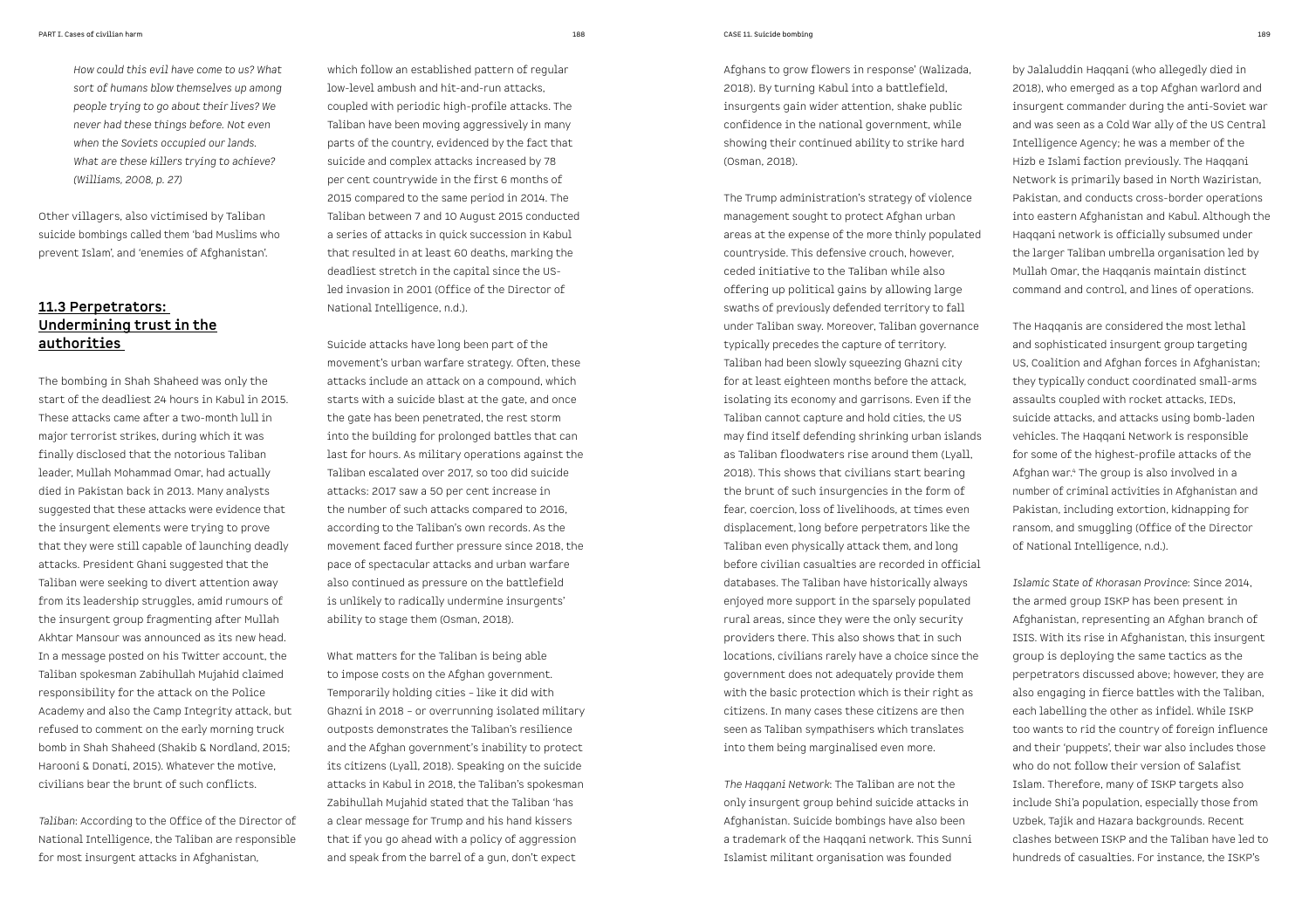> *How could this evil have come to us? What sort of humans blow themselves up among people trying to go about their lives? We never had these things before. Not even when the Soviets occupied our lands. What are these killers trying to achieve? (Williams, 2008, p. 27)*

Other villagers, also victimised by Taliban suicide bombings called them 'bad Muslims who prevent Islam', and 'enemies of Afghanistan'.

## 11.3 Perpetrators: Undermining trust in the authorities

The bombing in Shah Shaheed was only the start of the deadliest 24 hours in Kabul in 2015. These attacks came after a two-month lull in major terrorist strikes, during which it was finally disclosed that the notorious Taliban leader, Mullah Mohammad Omar, had actually died in Pakistan back in 2013. Many analysts suggested that these attacks were evidence that the insurgent elements were trying to prove that they were still capable of launching deadly attacks. President Ghani suggested that the Taliban were seeking to divert attention away from its leadership struggles, amid rumours of the insurgent group fragmenting after Mullah Akhtar Mansour was announced as its new head. In a message posted on his Twitter account, the Taliban spokesman Zabihullah Mujahid claimed responsibility for the attack on the Police Academy and also the Camp Integrity attack, but refused to comment on the early morning truck bomb in Shah Shaheed (Shakib & Nordland, 2015; Harooni & Donati, 2015). Whatever the motive, civilians bear the brunt of such conflicts.

*Taliban*: According to the Office of the Director of National Intelligence, the Taliban are responsible for most insurgent attacks in Afghanistan, which follow an established pattern of regular low-level ambush and hit-and-run attacks, coupled with periodic high-profile attacks. The Taliban have been moving aggressively in many parts of the country, evidenced by the fact that suicide and complex attacks increased by 78 per cent countrywide in the first 6 months of 2015 compared to the same period in 2014. The Taliban between 7 and 10 August 2015 conducted a series of attacks in quick succession in Kabul that resulted in at least 60 deaths, marking the deadliest stretch in the capital since the US-led invasion in 2001 (Office of the Director of National Intelligence, n.d.).

Suicide attacks have long been part of the movement's urban warfare strategy. Often, these attacks include an attack on a compound, which starts with a suicide blast at the gate, and once the gate has been penetrated, the rest storm into the building for prolonged battles that can last for hours. As military operations against the Taliban escalated over 2017, so too did suicide attacks: 2017 saw a 50 per cent increase in the number of such attacks compared to 2016, according to the Taliban's own records. As the movement faced further pressure since 2018, the pace of spectacular attacks and urban warfare also continued as pressure on the battlefield is unlikely to radically undermine insurgents' ability to stage them (Osman, 2018).

What matters for the Taliban is being able to impose costs on the Afghan government. Temporarily holding cities – like it did with Ghazni in 2018 – or overrunning isolated military outposts demonstrates the Taliban's resilience and the Afghan government's inability to protect its citizens (Lyall, 2018). Speaking on the suicide attacks in Kabul in 2018, the Taliban's spokesman Zabihullah Mujahid stated that the Taliban 'has a clear message for Trump and his hand kissers that if you go ahead with a policy of aggression and speak from the barrel of a gun, don't expect Afghans to grow flowers in response' (Walizada, 2018). By turning Kabul into a battlefield, insurgents gain wider attention, shake public confidence in the national government, while showing their continued ability to strike hard (Osman, 2018).

The Trump administration's strategy of violence management sought to protect Afghan urban areas at the expense of the more thinly populated countryside. This defensive crouch, however, ceded initiative to the Taliban while also offering up political gains by allowing large swaths of previously defended territory to fall under Taliban sway. Moreover, Taliban governance typically precedes the capture of territory. Taliban had been slowly squeezing Ghazni city for at least eighteen months before the attack, isolating its economy and garrisons. Even if the Taliban cannot capture and hold cities, the US may find itself defending shrinking urban islands as Taliban floodwaters rise around them (Lyall, 2018). This shows that civilians start bearing the brunt of such insurgencies in the form of fear, coercion, loss of livelihoods, at times even displacement, long before perpetrators like the Taliban even physically attack them, and long before civilian casualties are recorded in official databases. The Taliban have historically always enjoyed more support in the sparsely populated rural areas, since they were the only security providers there. This also shows that in such locations, civilians rarely have a choice since the government does not adequately provide them with the basic protection which is their right as citizens. In many cases these citizens are then seen as Taliban sympathisers which translates into them being marginalised even more.

*The Haqqani Network*: The Taliban are not the only insurgent group behind suicide attacks in Afghanistan. Suicide bombings have also been a trademark of the Haqqani network. This Sunni Islamist militant organisation was founded by Jalaluddin Haqqani (who allegedly died in 2018), who emerged as a top Afghan warlord and insurgent commander during the anti-Soviet war and was seen as a Cold War ally of the US Central Intelligence Agency; he was a member of the Hizb e Islami faction previously. The Haqqani Network is primarily based in North Waziristan, Pakistan, and conducts cross-border operations into eastern Afghanistan and Kabul. Although the Haqqani network is officially subsumed under the larger Taliban umbrella organisation led by Mullah Omar, the Haqqanis maintain distinct command and control, and lines of operations.

The Haqqanis are considered the most lethal and sophisticated insurgent group targeting US, Coalition and Afghan forces in Afghanistan; they typically conduct coordinated small-arms assaults coupled with rocket attacks, IEDs, suicide attacks, and attacks using bomb-laden vehicles. The Haqqani Network is responsible for some of the highest-profile attacks of the Afghan war.[4] The group is also involved in a number of criminal activities in Afghanistan and Pakistan, including extortion, kidnapping for ransom, and smuggling (Office of the Director of National Intelligence, n.d.).

*Islamic State of Khorasan Province*: Since 2014, the armed group ISKP has been present in Afghanistan, representing an Afghan branch of ISIS. With its rise in Afghanistan, this insurgent group is deploying the same tactics as the perpetrators discussed above; however, they are also engaging in fierce battles with the Taliban, each labelling the other as infidel. While ISKP too wants to rid the country of foreign influence and their 'puppets', their war also includes those who do not follow their version of Salafist Islam. Therefore, many of ISKP targets also include Shi'a population, especially those from Uzbek, Tajik and Hazara backgrounds. Recent clashes between ISKP and the Taliban have led to hundreds of casualties. For instance, the ISKP's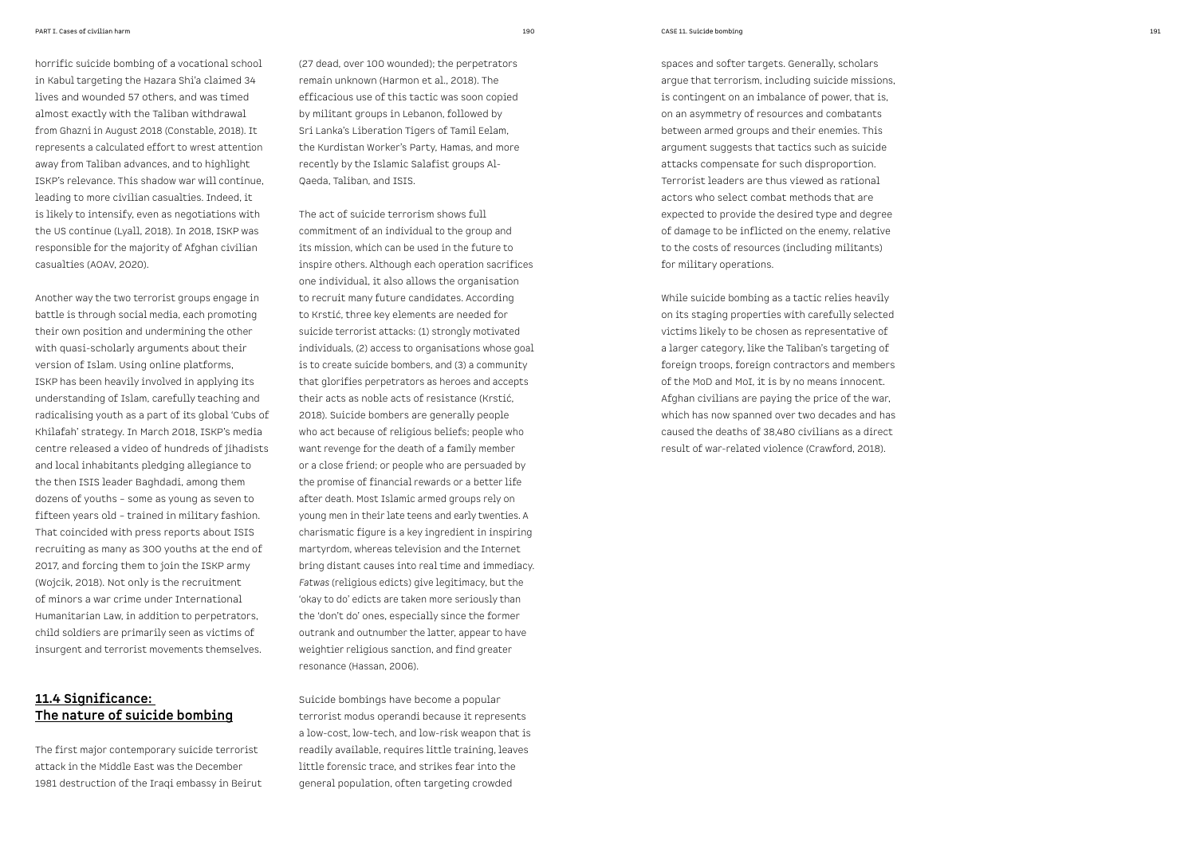horrific suicide bombing of a vocational school in Kabul targeting the Hazara Shi'a claimed 34 lives and wounded 57 others, and was timed almost exactly with the Taliban withdrawal from Ghazni in August 2018 (Constable, 2018). It represents a calculated effort to wrest attention away from Taliban advances, and to highlight ISKP's relevance. This shadow war will continue, leading to more civilian casualties. Indeed, it is likely to intensify, even as negotiations with the US continue (Lyall, 2018). In 2018, ISKP was responsible for the majority of Afghan civilian casualties (AOAV, 2020).

Another way the two terrorist groups engage in battle is through social media, each promoting their own position and undermining the other with quasi-scholarly arguments about their version of Islam. Using online platforms, ISKP has been heavily involved in applying its understanding of Islam, carefully teaching and radicalising youth as a part of its global 'Cubs of Khilafah' strategy. In March 2018, ISKP's media centre released a video of hundreds of jihadists and local inhabitants pledging allegiance to the then ISIS leader Baghdadi, among them dozens of youths – some as young as seven to fifteen years old – trained in military fashion. That coincided with press reports about ISIS recruiting as many as 300 youths at the end of 2017, and forcing them to join the ISKP army (Wojcik, 2018). Not only is the recruitment of minors a war crime under International Humanitarian Law, in addition to perpetrators, child soldiers are primarily seen as victims of insurgent and terrorist movements themselves.

## 11.4 Significance: The nature of suicide bombing

The first major contemporary suicide terrorist attack in the Middle East was the December 1981 destruction of the Iraqi embassy in Beirut (27 dead, over 100 wounded); the perpetrators remain unknown (Harmon et al., 2018). The efficacious use of this tactic was soon copied by militant groups in Lebanon, followed by Sri Lanka's Liberation Tigers of Tamil Eelam, the Kurdistan Worker's Party, Hamas, and more recently by the Islamic Salafist groups Al-Qaeda, Taliban, and ISIS.

The act of suicide terrorism shows full commitment of an individual to the group and its mission, which can be used in the future to inspire others. Although each operation sacrifices one individual, it also allows the organisation to recruit many future candidates. According to Krstić, three key elements are needed for suicide terrorist attacks: (1) strongly motivated individuals, (2) access to organisations whose goal is to create suicide bombers, and (3) a community that glorifies perpetrators as heroes and accepts their acts as noble acts of resistance (Krstić, 2018). Suicide bombers are generally people who act because of religious beliefs; people who want revenge for the death of a family member or a close friend; or people who are persuaded by the promise of financial rewards or a better life after death. Most Islamic armed groups rely on young men in their late teens and early twenties. A charismatic figure is a key ingredient in inspiring martyrdom, whereas television and the Internet bring distant causes into real time and immediacy. *Fatwas* (religious edicts) give legitimacy, but the 'okay to do' edicts are taken more seriously than the 'don't do' ones, especially since the former outrank and outnumber the latter, appear to have weightier religious sanction, and find greater resonance (Hassan, 2006).

Suicide bombings have become a popular terrorist modus operandi because it represents a low-cost, low-tech, and low-risk weapon that is readily available, requires little training, leaves little forensic trace, and strikes fear into the general population, often targeting crowded spaces and softer targets. Generally, scholars argue that terrorism, including suicide missions, is contingent on an imbalance of power, that is, on an asymmetry of resources and combatants between armed groups and their enemies. This argument suggests that tactics such as suicide attacks compensate for such disproportion. Terrorist leaders are thus viewed as rational actors who select combat methods that are expected to provide the desired type and degree of damage to be inflicted on the enemy, relative to the costs of resources (including militants) for military operations.

While suicide bombing as a tactic relies heavily on its staging properties with carefully selected victims likely to be chosen as representative of a larger category, like the Taliban's targeting of foreign troops, foreign contractors and members of the MoD and MoI, it is by no means innocent. Afghan civilians are paying the price of the war, which has now spanned over two decades and has caused the deaths of 38,480 civilians as a direct result of war-related violence (Crawford, 2018).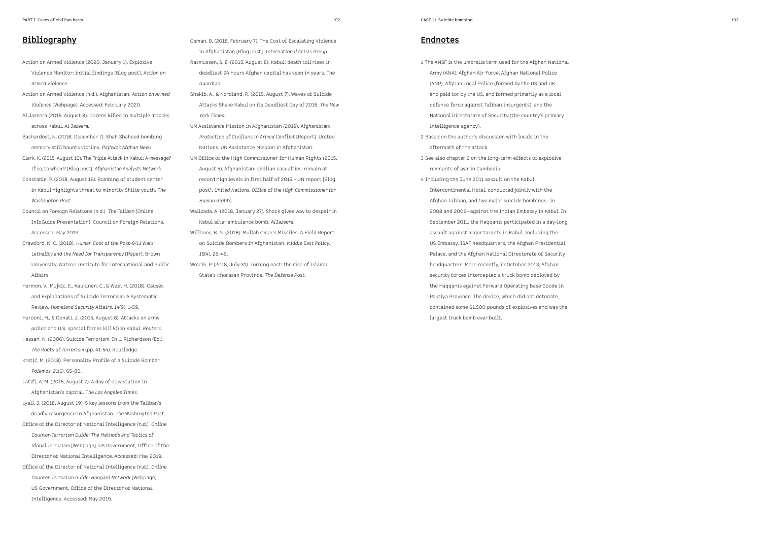## Bibliography

Action on Armed Violence (2020, January 1). Explosive Violence Monitor: initial findings [Blog post]. *Action on Armed Violence.*

Action on Armed Violence (n.d.). Afghanistan. *Action on Armed Violence* [Webpage]. Accessed: February 2020.

Al Jazeera (2015, August 8). Dozens killed in multiple attacks across Kabul. *Al Jazeera.*

Bashardost, N. (2016, December 7). Shah Shaheed bombing memory still haunts victims. *Pajhwok Afghan News.*

Clark, K. (2015, August 10). The Triple Attack in Kabul: A message? If so, to whom? [Blog post]. *Afghanistan Analysts Network.*

Constable, P. (2018, August 16). Bombing of student center in Kabul highlights threat to minority Shiite youth. *The Washington Post.*

Council on Foreign Relations (n.d.). *The Taliban* [Online InfoGuide Presentation]. Council on Foreign Relations. Accessed: May 2019.

Crawford, N. C. (2018). *Human Cost of the Post-9/11 Wars: Lethality and the Need for Transparency* [Paper]. Brown University, Watson Institute for International and Public Affairs.

Harmon, V., Mujkic, E., Kaukinen, C., & Weir, H. (2018). Causes and Explanations of Suicide Terrorism: A Systematic Review. *Homeland Security Affairs, 14*(9), 1-59.

Harooni, M., & Donati, J. (2015, August 8). Attacks on army, police and U.S. special forces kill 50 in Kabul. *Reuters.*

Hassan, N. (2006). Suicide Terrorism. In L. Richardson (Ed.), *The Roots of Terrorism* (pp. 41-54). Routledge.

Krstić, M. (2018). Personality Profile of a Suicide Bomber. *Polemos, 21*(1), 65-80.

Latifi, A. M. (2015, August 7). A day of devastation in Afghanistan's capital. *The Los Angeles Times.*

Lyall, J. (2018, August 19). 5 key lessons from the Taliban's deadly resurgence in Afghanistan. *The Washington Post.*

Office of the Director of National Intelligence (n.d.). *Online Counter-Terrorism Guide: The Methods and Tactics of Global Terrorism* [Webpage]. US Government, Office of the Director of National Intelligence. Accessed: May 2019.

Office of the Director of National Intelligence (n.d.). *Online Counter-Terrorism Guide: Haqqani Network* [Webpage]. US Government, Office of the Director of National Intelligence. Accessed: May 2019.

Osman, B. (2018, February 7). The Cost of Escalating Violence in Afghanistan [Blog post]. *International Crisis Group.*

Rasmussen, S. E. (2015, August 8). Kabul: death toll rises in deadliest 24 hours Afghan capital has seen in years. *The Guardian.*

Shakib, A., & Nordland, R. (2015, August 7). Waves of Suicide Attacks Shake Kabul on its Deadliest Day of 2015. *The New York Times.*

UN Assistance Mission in Afghanistan (2019). *Afghanistan: Protection of Civilians in Armed Conflict* [Report]. United Nations, UN Assistance Mission in Afghanistan.

UN Office of the High Commissioner for Human Rights (2015, August 5). Afghanistan: civilian casualties remain at record high levels in first half of 2015 – UN report [Blog post]. *United Nations, Office of the High Commissioner for Human Rights.*

Walizada, A. (2018, January 27). Shock gives way to despair in Kabul after ambulance bomb. *AlJazeera.*

Williams, B. G. (2018). Mullah Omar's Missiles: A Field Report on Suicide Bombers in Afghanistan. *Middle East Policy, 15*(4), 26-46.

Wojcik, P. (2018, July 31). Turning east: the rise of Islamic State's Khorasan Province. *The Defense Post.*

## Endnotes

1 The ANSF is the umbrella term used for the Afghan National Army (ANA), Afghan Air Force, Afghan National Police (ANP), Afghan Local Police (formed by the US and UK and paid for by the US, and formed primarily as a local defence force against Taliban insurgents), and the National Directorate of Security (the country's primary intelligence agency).

2 Based on the author's discussion with locals in the aftermath of the attack.

3 See also chapter 6 on the long-term effects of explosive remnants of war in Cambodia.

4 Including the June 2011 assault on the Kabul Intercontinental Hotel, conducted jointly with the Afghan Taliban, and two major suicide bombings—in 2008 and 2009—against the Indian Embassy in Kabul. In September 2011, the Haqqanis participated in a day-long assault against major targets in Kabul, including the US Embassy, ISAF headquarters, the Afghan Presidential Palace, and the Afghan National Directorate of Security headquarters. More recently, in October 2013, Afghan security forces intercepted a truck bomb deployed by the Haqqanis against Forward Operating Base Goode in Paktiya Province. The device, which did not detonate, contained some 61,500 pounds of explosives and was the largest truck bomb ever built.